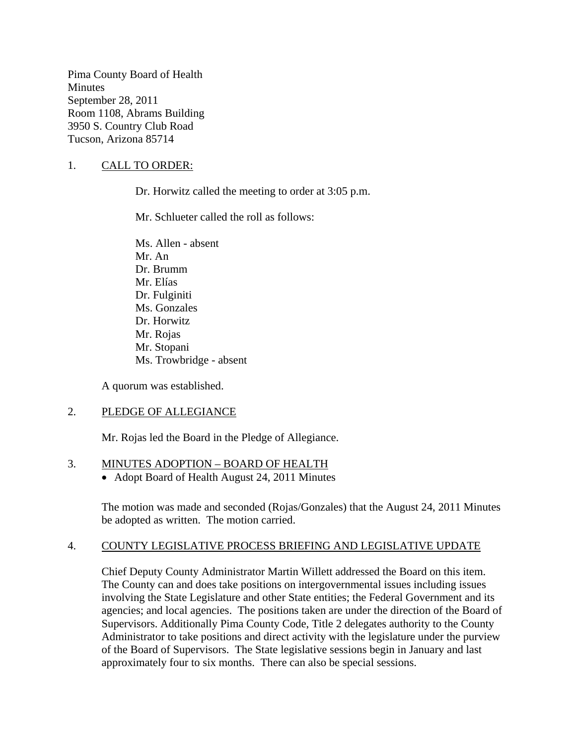Pima County Board of Health
Minutes
September 28, 2011
Room 1108, Abrams Building
3950 S. Country Club Road
Tucson, Arizona 85714

1. CALL TO ORDER:

Dr. Horwitz called the meeting to order at 3:05 p.m.

Mr. Schlueter called the roll as follows:

Ms. Allen - absent
Mr. An
Dr. Brumm
Mr. Elías
Dr. Fulginiti
Ms. Gonzales
Dr. Horwitz
Mr. Rojas
Mr. Stopani
Ms. Trowbridge - absent

A quorum was established.

2. PLEDGE OF ALLEGIANCE

Mr. Rojas led the Board in the Pledge of Allegiance.

3. MINUTES ADOPTION – BOARD OF HEALTH

- Adopt Board of Health August 24, 2011 Minutes

The motion was made and seconded (Rojas/Gonzales) that the August 24, 2011 Minutes be adopted as written. The motion carried.

4. COUNTY LEGISLATIVE PROCESS BRIEFING AND LEGISLATIVE UPDATE

Chief Deputy County Administrator Martin Willett addressed the Board on this item. The County can and does take positions on intergovernmental issues including issues involving the State Legislature and other State entities; the Federal Government and its agencies; and local agencies. The positions taken are under the direction of the Board of Supervisors. Additionally Pima County Code, Title 2 delegates authority to the County Administrator to take positions and direct activity with the legislature under the purview of the Board of Supervisors. The State legislative sessions begin in January and last approximately four to six months. There can also be special sessions.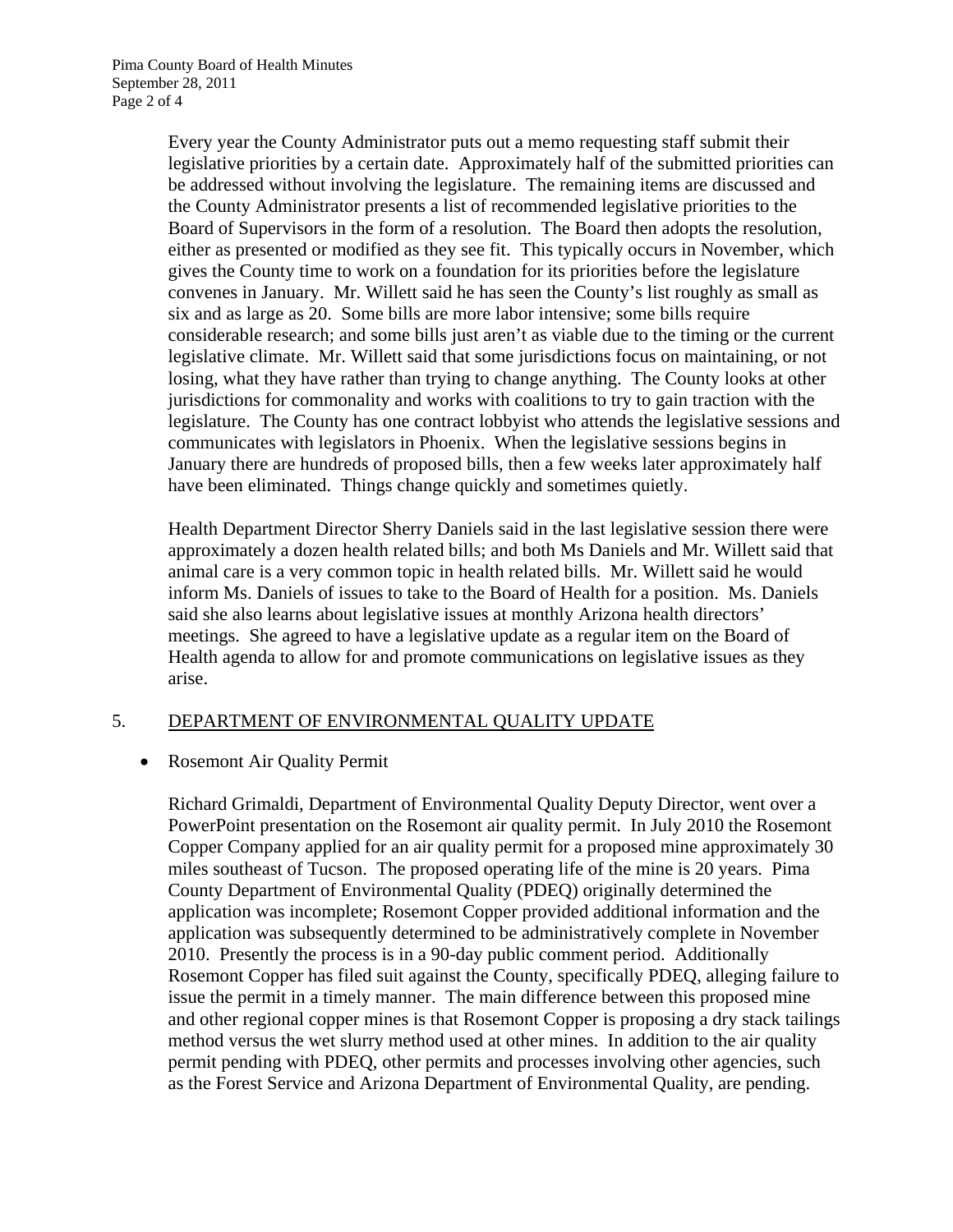Every year the County Administrator puts out a memo requesting staff submit their legislative priorities by a certain date. Approximately half of the submitted priorities can be addressed without involving the legislature. The remaining items are discussed and the County Administrator presents a list of recommended legislative priorities to the Board of Supervisors in the form of a resolution. The Board then adopts the resolution, either as presented or modified as they see fit. This typically occurs in November, which gives the County time to work on a foundation for its priorities before the legislature convenes in January. Mr. Willett said he has seen the County's list roughly as small as six and as large as 20. Some bills are more labor intensive; some bills require considerable research; and some bills just aren't as viable due to the timing or the current legislative climate. Mr. Willett said that some jurisdictions focus on maintaining, or not losing, what they have rather than trying to change anything. The County looks at other jurisdictions for commonality and works with coalitions to try to gain traction with the legislature. The County has one contract lobbyist who attends the legislative sessions and communicates with legislators in Phoenix. When the legislative sessions begins in January there are hundreds of proposed bills, then a few weeks later approximately half have been eliminated. Things change quickly and sometimes quietly.

Health Department Director Sherry Daniels said in the last legislative session there were approximately a dozen health related bills; and both Ms Daniels and Mr. Willett said that animal care is a very common topic in health related bills. Mr. Willett said he would inform Ms. Daniels of issues to take to the Board of Health for a position. Ms. Daniels said she also learns about legislative issues at monthly Arizona health directors' meetings. She agreed to have a legislative update as a regular item on the Board of Health agenda to allow for and promote communications on legislative issues as they arise.

5. <u>DEPARTMENT OF ENVIRONMENTAL QUALITY UPDATE</u>

- Rosemont Air Quality Permit

Richard Grimaldi, Department of Environmental Quality Deputy Director, went over a PowerPoint presentation on the Rosemont air quality permit. In July 2010 the Rosemont Copper Company applied for an air quality permit for a proposed mine approximately 30 miles southeast of Tucson. The proposed operating life of the mine is 20 years. Pima County Department of Environmental Quality (PDEQ) originally determined the application was incomplete; Rosemont Copper provided additional information and the application was subsequently determined to be administratively complete in November 2010. Presently the process is in a 90-day public comment period. Additionally Rosemont Copper has filed suit against the County, specifically PDEQ, alleging failure to issue the permit in a timely manner. The main difference between this proposed mine and other regional copper mines is that Rosemont Copper is proposing a dry stack tailings method versus the wet slurry method used at other mines. In addition to the air quality permit pending with PDEQ, other permits and processes involving other agencies, such as the Forest Service and Arizona Department of Environmental Quality, are pending.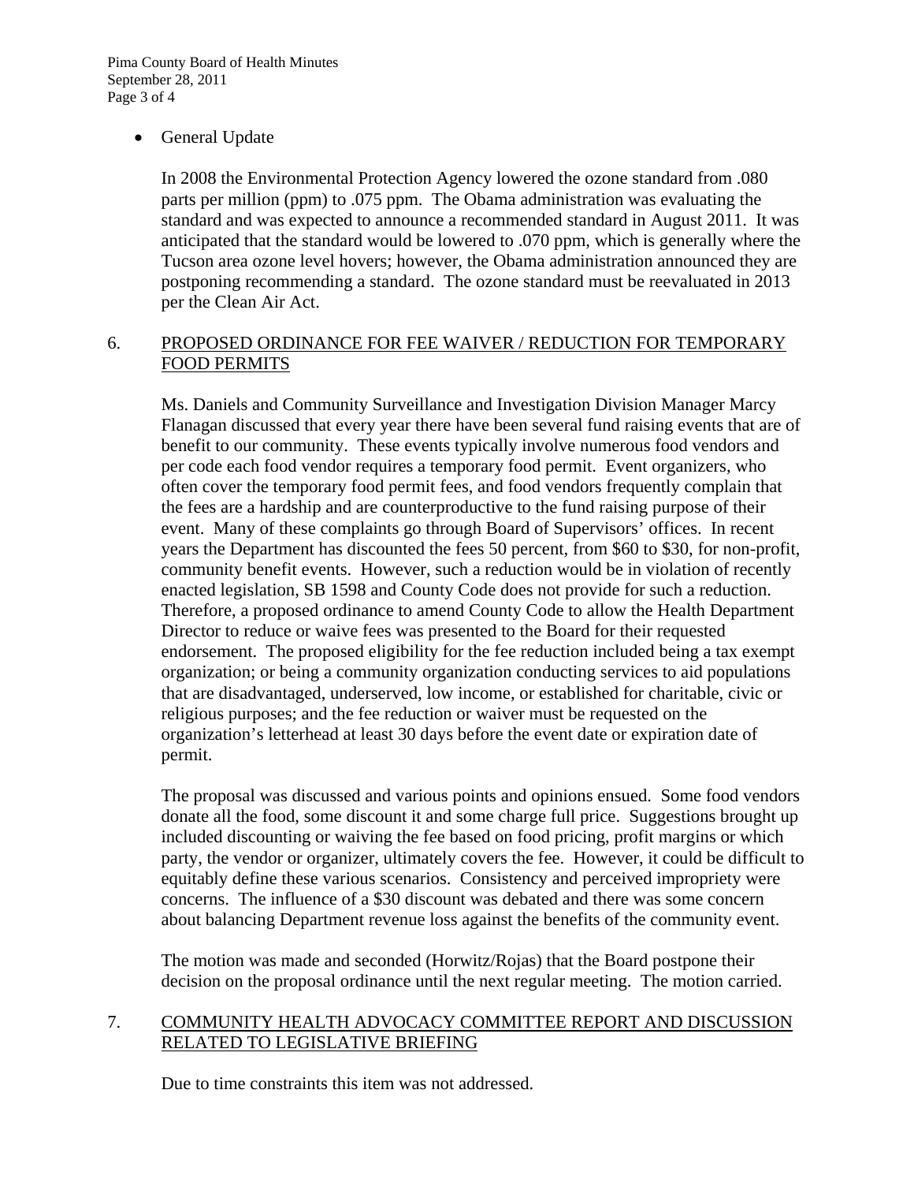- General Update

  In 2008 the Environmental Protection Agency lowered the ozone standard from .080 parts per million (ppm) to .075 ppm. The Obama administration was evaluating the standard and was expected to announce a recommended standard in August 2011. It was anticipated that the standard would be lowered to .070 ppm, which is generally where the Tucson area ozone level hovers; however, the Obama administration announced they are postponing recommending a standard. The ozone standard must be reevaluated in 2013 per the Clean Air Act.

6. <u>PROPOSED ORDINANCE FOR FEE WAIVER / REDUCTION FOR TEMPORARY FOOD PERMITS</u>

   Ms. Daniels and Community Surveillance and Investigation Division Manager Marcy Flanagan discussed that every year there have been several fund raising events that are of benefit to our community. These events typically involve numerous food vendors and per code each food vendor requires a temporary food permit. Event organizers, who often cover the temporary food permit fees, and food vendors frequently complain that the fees are a hardship and are counterproductive to the fund raising purpose of their event. Many of these complaints go through Board of Supervisors' offices. In recent years the Department has discounted the fees 50 percent, from $60 to $30, for non-profit, community benefit events. However, such a reduction would be in violation of recently enacted legislation, SB 1598 and County Code does not provide for such a reduction. Therefore, a proposed ordinance to amend County Code to allow the Health Department Director to reduce or waive fees was presented to the Board for their requested endorsement. The proposed eligibility for the fee reduction included being a tax exempt organization; or being a community organization conducting services to aid populations that are disadvantaged, underserved, low income, or established for charitable, civic or religious purposes; and the fee reduction or waiver must be requested on the organization's letterhead at least 30 days before the event date or expiration date of permit.

   The proposal was discussed and various points and opinions ensued. Some food vendors donate all the food, some discount it and some charge full price. Suggestions brought up included discounting or waiving the fee based on food pricing, profit margins or which party, the vendor or organizer, ultimately covers the fee. However, it could be difficult to equitably define these various scenarios. Consistency and perceived impropriety were concerns. The influence of a $30 discount was debated and there was some concern about balancing Department revenue loss against the benefits of the community event.

   The motion was made and seconded (Horwitz/Rojas) that the Board postpone their decision on the proposal ordinance until the next regular meeting. The motion carried.

7. <u>COMMUNITY HEALTH ADVOCACY COMMITTEE REPORT AND DISCUSSION RELATED TO LEGISLATIVE BRIEFING</u>

   Due to time constraints this item was not addressed.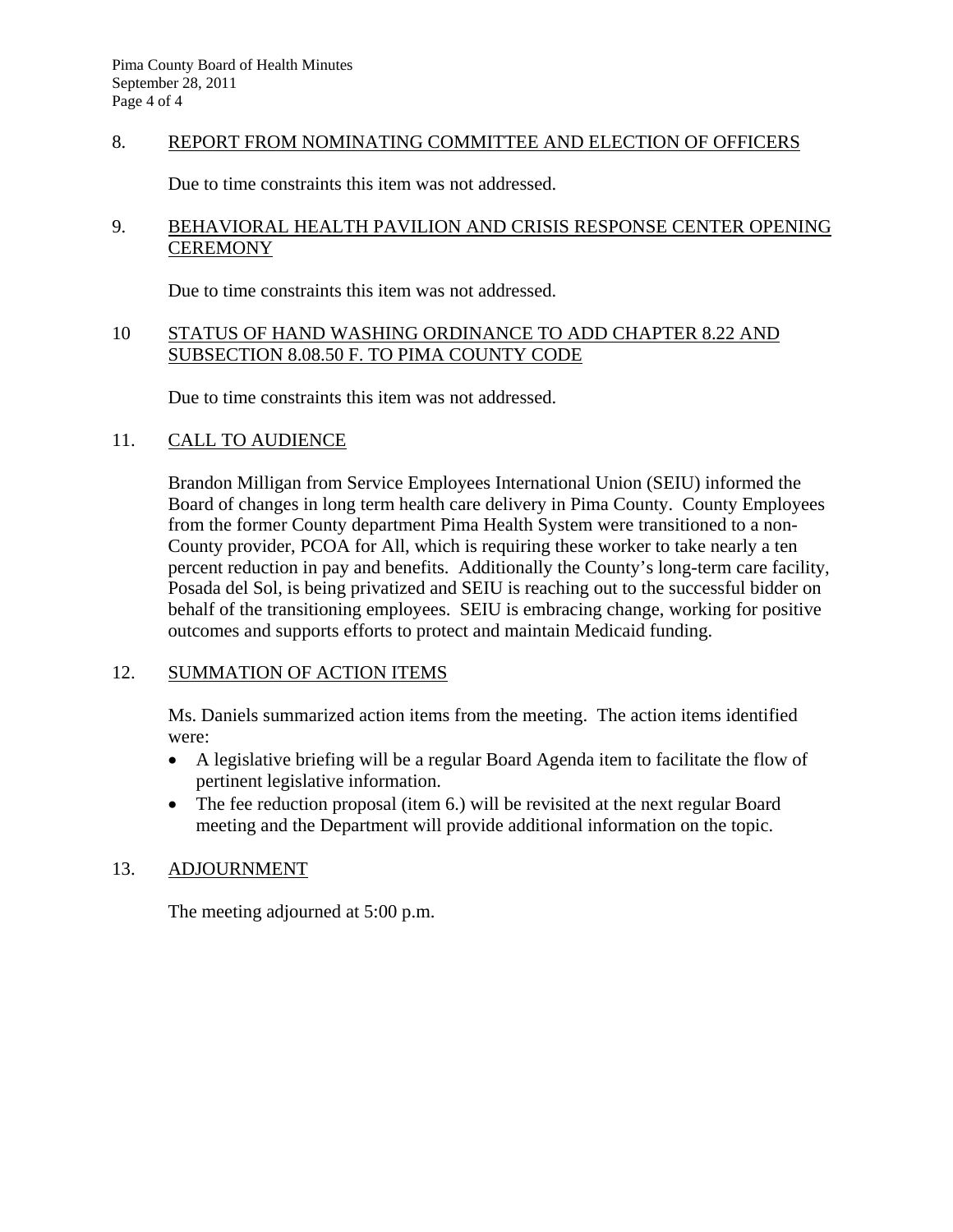## 8. REPORT FROM NOMINATING COMMITTEE AND ELECTION OF OFFICERS

Due to time constraints this item was not addressed.

## 9. BEHAVIORAL HEALTH PAVILION AND CRISIS RESPONSE CENTER OPENING CEREMONY

Due to time constraints this item was not addressed.

## 10 STATUS OF HAND WASHING ORDINANCE TO ADD CHAPTER 8.22 AND SUBSECTION 8.08.50 F. TO PIMA COUNTY CODE

Due to time constraints this item was not addressed.

## 11. CALL TO AUDIENCE

Brandon Milligan from Service Employees International Union (SEIU) informed the Board of changes in long term health care delivery in Pima County. County Employees from the former County department Pima Health System were transitioned to a non-County provider, PCOA for All, which is requiring these worker to take nearly a ten percent reduction in pay and benefits. Additionally the County's long-term care facility, Posada del Sol, is being privatized and SEIU is reaching out to the successful bidder on behalf of the transitioning employees. SEIU is embracing change, working for positive outcomes and supports efforts to protect and maintain Medicaid funding.

## 12. SUMMATION OF ACTION ITEMS

Ms. Daniels summarized action items from the meeting. The action items identified were:

- A legislative briefing will be a regular Board Agenda item to facilitate the flow of pertinent legislative information.
- The fee reduction proposal (item 6.) will be revisited at the next regular Board meeting and the Department will provide additional information on the topic.

## 13. ADJOURNMENT

The meeting adjourned at 5:00 p.m.